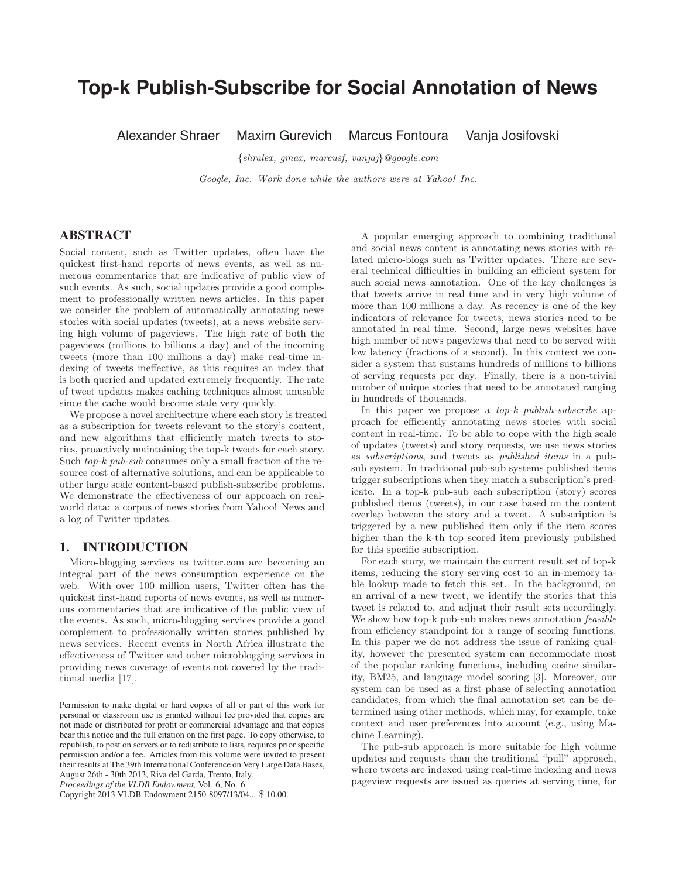# Top-k Publish-Subscribe for Social Annotation of News

Alexander Shraer    Maxim Gurevich    Marcus Fontoura    Vanja Josifovski

{shralex, gmax, marcusf, vanjaj}@google.com

*Google, Inc. Work done while the authors were at Yahoo! Inc.*

## ABSTRACT

Social content, such as Twitter updates, often have the quickest first-hand reports of news events, as well as numerous commentaries that are indicative of public view of such events. As such, social updates provide a good complement to professionally written news articles. In this paper we consider the problem of automatically annotating news stories with social updates (tweets), at a news website serving high volume of pageviews. The high rate of both the pageviews (millions to billions a day) and of the incoming tweets (more than 100 millions a day) make real-time indexing of tweets ineffective, as this requires an index that is both queried and updated extremely frequently. The rate of tweet updates makes caching techniques almost unusable since the cache would become stale very quickly.

We propose a novel architecture where each story is treated as a subscription for tweets relevant to the story's content, and new algorithms that efficiently match tweets to stories, proactively maintaining the top-k tweets for each story. Such *top-k pub-sub* consumes only a small fraction of the resource cost of alternative solutions, and can be applicable to other large scale content-based publish-subscribe problems. We demonstrate the effectiveness of our approach on real-world data: a corpus of news stories from Yahoo! News and a log of Twitter updates.

## 1. INTRODUCTION

Micro-blogging services as twitter.com are becoming an integral part of the news consumption experience on the web. With over 100 million users, Twitter often has the quickest first-hand reports of news events, as well as numerous commentaries that are indicative of the public view of the events. As such, micro-blogging services provide a good complement to professionally written stories published by news services. Recent events in North Africa illustrate the effectiveness of Twitter and other microblogging services in providing news coverage of events not covered by the traditional media [17].

Permission to make digital or hard copies of all or part of this work for personal or classroom use is granted without fee provided that copies are not made or distributed for profit or commercial advantage and that copies bear this notice and the full citation on the first page. To copy otherwise, to republish, to post on servers or to redistribute to lists, requires prior specific permission and/or a fee. Articles from this volume were invited to present their results at The 39th International Conference on Very Large Data Bases, August 26th - 30th 2013, Riva del Garda, Trento, Italy.
*Proceedings of the VLDB Endowment,* Vol. 6, No. 6
Copyright 2013 VLDB Endowment 2150-8097/13/04... $ 10.00.

A popular emerging approach to combining traditional and social news content is annotating news stories with related micro-blogs such as Twitter updates. There are several technical difficulties in building an efficient system for such social news annotation. One of the key challenges is that tweets arrive in real time and in very high volume of more than 100 millions a day. As recency is one of the key indicators of relevance for tweets, news stories need to be annotated in real time. Second, large news websites have high number of news pageviews that need to be served with low latency (fractions of a second). In this context we consider a system that sustains hundreds of millions to billions of serving requests per day. Finally, there is a non-trivial number of unique stories that need to be annotated ranging in hundreds of thousands.

In this paper we propose a *top-k publish-subscribe* approach for efficiently annotating news stories with social content in real-time. To be able to cope with the high scale of updates (tweets) and story requests, we use news stories as *subscriptions*, and tweets as *published items* in a pub-sub system. In traditional pub-sub systems published items trigger subscriptions when they match a subscription's predicate. In a top-k pub-sub each subscription (story) scores published items (tweets), in our case based on the content overlap between the story and a tweet. A subscription is triggered by a new published item only if the item scores higher than the k-th top scored item previously published for this specific subscription.

For each story, we maintain the current result set of top-k items, reducing the story serving cost to an in-memory table lookup made to fetch this set. In the background, on an arrival of a new tweet, we identify the stories that this tweet is related to, and adjust their result sets accordingly. We show how top-k pub-sub makes news annotation *feasible* from efficiency standpoint for a range of scoring functions. In this paper we do not address the issue of ranking quality, however the presented system can accommodate most of the popular ranking functions, including cosine similarity, BM25, and language model scoring [3]. Moreover, our system can be used as a first phase of selecting annotation candidates, from which the final annotation set can be determined using other methods, which may, for example, take context and user preferences into account (e.g., using Machine Learning).

The pub-sub approach is more suitable for high volume updates and requests than the traditional "pull" approach, where tweets are indexed using real-time indexing and news pageview requests are issued as queries at serving time, for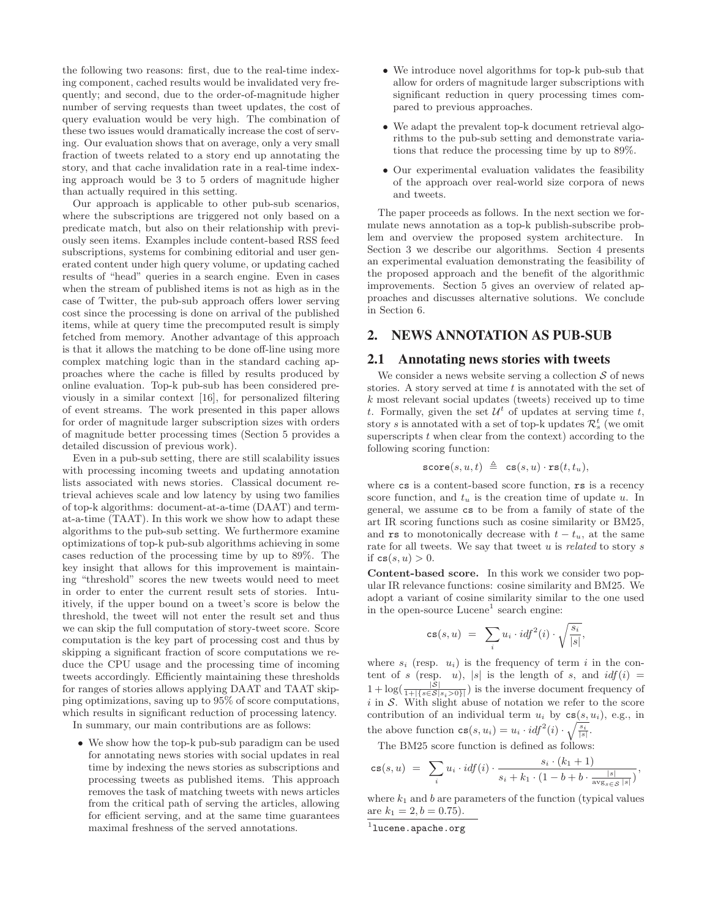the following two reasons: first, due to the real-time indexing component, cached results would be invalidated very frequently; and second, due to the order-of-magnitude higher number of serving requests than tweet updates, the cost of query evaluation would be very high. The combination of these two issues would dramatically increase the cost of serving. Our evaluation shows that on average, only a very small fraction of tweets related to a story end up annotating the story, and that cache invalidation rate in a real-time indexing approach would be 3 to 5 orders of magnitude higher than actually required in this setting.

Our approach is applicable to other pub-sub scenarios, where the subscriptions are triggered not only based on a predicate match, but also on their relationship with previously seen items. Examples include content-based RSS feed subscriptions, systems for combining editorial and user generated content under high query volume, or updating cached results of "head" queries in a search engine. Even in cases when the stream of published items is not as high as in the case of Twitter, the pub-sub approach offers lower serving cost since the processing is done on arrival of the published items, while at query time the precomputed result is simply fetched from memory. Another advantage of this approach is that it allows the matching to be done off-line using more complex matching logic than in the standard caching approaches where the cache is filled by results produced by online evaluation. Top-k pub-sub has been considered previously in a similar context [16], for personalized filtering of event streams. The work presented in this paper allows for order of magnitude larger subscription sizes with orders of magnitude better processing times (Section 5 provides a detailed discussion of previous work).

Even in a pub-sub setting, there are still scalability issues with processing incoming tweets and updating annotation lists associated with news stories. Classical document retrieval achieves scale and low latency by using two families of top-k algorithms: document-at-a-time (DAAT) and term-at-a-time (TAAT). In this work we show how to adapt these algorithms to the pub-sub setting. We furthermore examine optimizations of top-k pub-sub algorithms achieving in some cases reduction of the processing time by up to 89%. The key insight that allows for this improvement is maintaining "threshold" scores the new tweets would need to meet in order to enter the current result sets of stories. Intuitively, if the upper bound on a tweet's score is below the threshold, the tweet will not enter the result set and thus we can skip the full computation of story-tweet score. Score computation is the key part of processing cost and thus by skipping a significant fraction of score computations we reduce the CPU usage and the processing time of incoming tweets accordingly. Efficiently maintaining these thresholds for ranges of stories allows applying DAAT and TAAT skipping optimizations, saving up to 95% of score computations, which results in significant reduction of processing latency.

In summary, our main contributions are as follows:

- We show how the top-k pub-sub paradigm can be used for annotating news stories with social updates in real time by indexing the news stories as subscriptions and processing tweets as published items. This approach removes the task of matching tweets with news articles from the critical path of serving the articles, allowing for efficient serving, and at the same time guarantees maximal freshness of the served annotations.
- We introduce novel algorithms for top-k pub-sub that allow for orders of magnitude larger subscriptions with significant reduction in query processing times compared to previous approaches.
- We adapt the prevalent top-k document retrieval algorithms to the pub-sub setting and demonstrate variations that reduce the processing time by up to 89%.
- Our experimental evaluation validates the feasibility of the approach over real-world size corpora of news and tweets.

The paper proceeds as follows. In the next section we formulate news annotation as a top-k publish-subscribe problem and overview the proposed system architecture. In Section 3 we describe our algorithms. Section 4 presents an experimental evaluation demonstrating the feasibility of the proposed approach and the benefit of the algorithmic improvements. Section 5 gives an overview of related approaches and discusses alternative solutions. We conclude in Section 6.

## 2. NEWS ANNOTATION AS PUB-SUB

### 2.1 Annotating news stories with tweets

We consider a news website serving a collection $\mathcal{S}$ of news stories. A story served at time $t$ is annotated with the set of $k$ most relevant social updates (tweets) received up to time $t$. Formally, given the set $\mathcal{U}^t$ of updates at serving time $t$, story $s$ is annotated with a set of top-k updates $\mathcal{R}_s^t$ (we omit superscripts $t$ when clear from the context) according to the following scoring function:

$$\mathtt{score}(s, u, t) \triangleq \mathtt{cs}(s, u) \cdot \mathtt{rs}(t, t_u),$$

where $\mathtt{cs}$ is a content-based score function, $\mathtt{rs}$ is a recency score function, and $t_u$ is the creation time of update $u$. In general, we assume $\mathtt{cs}$ to be from a family of state of the art IR scoring functions such as cosine similarity or BM25, and $\mathtt{rs}$ to monotonically decrease with $t - t_u$, at the same rate for all tweets. We say that tweet $u$ is *related* to story $s$ if $\mathtt{cs}(s, u) > 0$.

**Content-based score.** In this work we consider two popular IR relevance functions: cosine similarity and BM25. We adopt a variant of cosine similarity similar to the one used in the open-source Lucene[1] search engine:

$$\mathtt{cs}(s, u) \;=\; \sum_i u_i \cdot idf^2(i) \cdot \sqrt{\frac{s_i}{|s|}},$$

where $s_i$ (resp. $u_i$) is the frequency of term $i$ in the content of $s$ (resp. $u$), $|s|$ is the length of $s$, and $idf(i) = 1 + \log(\frac{|\mathcal{S}|}{1+|\{s \in \mathcal{S} | s_i > 0\}|})$ is the inverse document frequency of $i$ in $\mathcal{S}$. With slight abuse of notation we refer to the score contribution of an individual term $u_i$ by $\mathtt{cs}(s, u_i)$, e.g., in the above function $\mathtt{cs}(s, u_i) = u_i \cdot idf^2(i) \cdot \sqrt{\frac{s_i}{|s|}}$.

The BM25 score function is defined as follows:

$$\mathtt{cs}(s, u) \;=\; \sum_i u_i \cdot idf(i) \cdot \frac{s_i \cdot (k_1 + 1)}{s_i + k_1 \cdot (1 - b + b \cdot \frac{|s|}{\mathrm{avg}_{s \in \mathcal{S}} |s|})},$$

where $k_1$ and $b$ are parameters of the function (typical values are $k_1 = 2, b = 0.75$).

[1] `lucene.apache.org`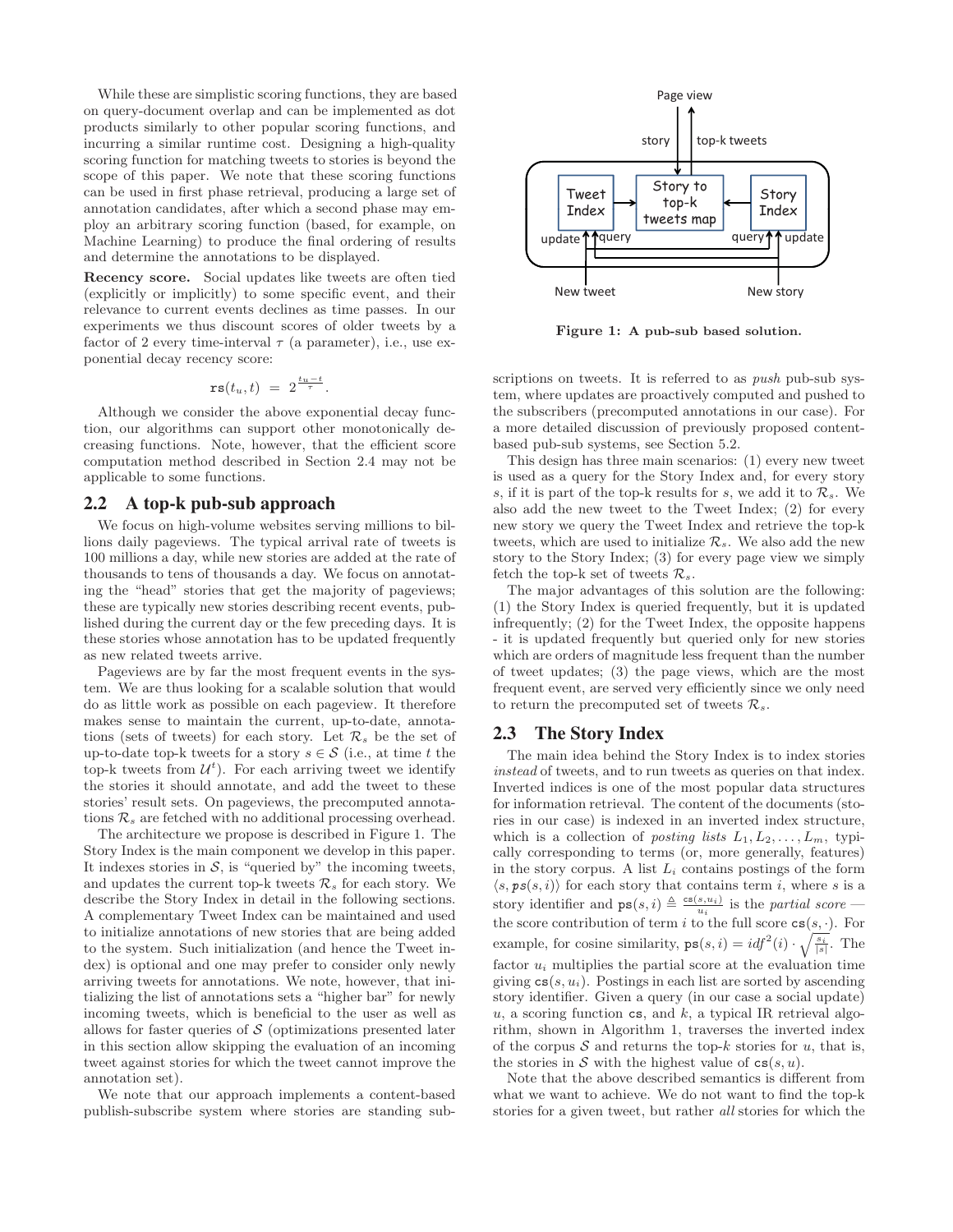While these are simplistic scoring functions, they are based on query-document overlap and can be implemented as dot products similarly to other popular scoring functions, and incurring a similar runtime cost. Designing a high-quality scoring function for matching tweets to stories is beyond the scope of this paper. We note that these scoring functions can be used in first phase retrieval, producing a large set of annotation candidates, after which a second phase may employ an arbitrary scoring function (based, for example, on Machine Learning) to produce the final ordering of results and determine the annotations to be displayed.

**Recency score.** Social updates like tweets are often tied (explicitly or implicitly) to some specific event, and their relevance to current events declines as time passes. In our experiments we thus discount scores of older tweets by a factor of 2 every time-interval $\tau$ (a parameter), i.e., use exponential decay recency score:

$$\mathtt{rs}(t_u, t) \;=\; 2^{\frac{t_u - t}{\tau}}.$$

Although we consider the above exponential decay function, our algorithms can support other monotonically decreasing functions. Note, however, that the efficient score computation method described in Section 2.4 may not be applicable to some functions.

## 2.2 A top-k pub-sub approach

We focus on high-volume websites serving millions to billions daily pageviews. The typical arrival rate of tweets is 100 millions a day, while new stories are added at the rate of thousands to tens of thousands a day. We focus on annotating the "head" stories that get the majority of pageviews; these are typically new stories describing recent events, published during the current day or the few preceding days. It is these stories whose annotation has to be updated frequently as new related tweets arrive.

Pageviews are by far the most frequent events in the system. We are thus looking for a scalable solution that would do as little work as possible on each pageview. It therefore makes sense to maintain the current, up-to-date, annotations (sets of tweets) for each story. Let $\mathcal{R}_s$ be the set of up-to-date top-k tweets for a story $s \in \mathcal{S}$ (i.e., at time $t$ the top-k tweets from $\mathcal{U}^t$). For each arriving tweet we identify the stories it should annotate, and add the tweet to these stories' result sets. On pageviews, the precomputed annotations $\mathcal{R}_s$ are fetched with no additional processing overhead.

The architecture we propose is described in Figure 1. The Story Index is the main component we develop in this paper. It indexes stories in $\mathcal{S}$, is "queried by" the incoming tweets, and updates the current top-k tweets $\mathcal{R}_s$ for each story. We describe the Story Index in detail in the following sections. A complementary Tweet Index can be maintained and used to initialize annotations of new stories that are being added to the system. Such initialization (and hence the Tweet index) is optional and one may prefer to consider only newly arriving tweets for annotations. We note, however, that initializing the list of annotations sets a "higher bar" for newly incoming tweets, which is beneficial to the user as well as allows for faster queries of $\mathcal{S}$ (optimizations presented later in this section allow skipping the evaluation of an incoming tweet against stories for which the tweet cannot improve the annotation set).

We note that our approach implements a content-based publish-subscribe system where stories are standing subscriptions on tweets. It is referred to as *push* pub-sub system, where updates are proactively computed and pushed to the subscribers (precomputed annotations in our case). For a more detailed discussion of previously proposed content-based pub-sub systems, see Section 5.2.

**Figure 1: A pub-sub based solution.**

This design has three main scenarios: (1) every new tweet is used as a query for the Story Index and, for every story $s$, if it is part of the top-k results for $s$, we add it to $\mathcal{R}_s$. We also add the new tweet to the Tweet Index; (2) for every new story we query the Tweet Index and retrieve the top-k tweets, which are used to initialize $\mathcal{R}_s$. We also add the new story to the Story Index; (3) for every page view we simply fetch the top-k set of tweets $\mathcal{R}_s$.

The major advantages of this solution are the following: (1) the Story Index is queried frequently, but it is updated infrequently; (2) for the Tweet Index, the opposite happens - it is updated frequently but queried only for new stories which are orders of magnitude less frequent than the number of tweet updates; (3) the page views, which are the most frequent event, are served very efficiently since we only need to return the precomputed set of tweets $\mathcal{R}_s$.

## 2.3 The Story Index

The main idea behind the Story Index is to index stories *instead* of tweets, and to run tweets as queries on that index. Inverted indices is one of the most popular data structures for information retrieval. The content of the documents (stories in our case) is indexed in an inverted index structure, which is a collection of *posting lists* $L_1, L_2, \ldots, L_m$, typically corresponding to terms (or, more generally, features) in the story corpus. A list $L_i$ contains postings of the form $\langle s, \mathtt{ps}(s,i)\rangle$ for each story that contains term $i$, where $s$ is a story identifier and $\mathtt{ps}(s,i) \triangleq \frac{\mathtt{cs}(s,u_i)}{u_i}$ is the *partial score* — the score contribution of term $i$ to the full score $\mathtt{cs}(s,\cdot)$. For example, for cosine similarity, $\mathtt{ps}(s,i) = idf^2(i) \cdot \sqrt{\frac{s_i}{|s|}}$. The factor $u_i$ multiplies the partial score at the evaluation time giving $\mathtt{cs}(s,u_i)$. Postings in each list are sorted by ascending story identifier. Given a query (in our case a social update) $u$, a scoring function $\mathtt{cs}$, and $k$, a typical IR retrieval algorithm, shown in Algorithm 1, traverses the inverted index of the corpus $\mathcal{S}$ and returns the top-$k$ stories for $u$, that is, the stories in $\mathcal{S}$ with the highest value of $\mathtt{cs}(s,u)$.

Note that the above described semantics is different from what we want to achieve. We do not want to find the top-k stories for a given tweet, but rather *all* stories for which the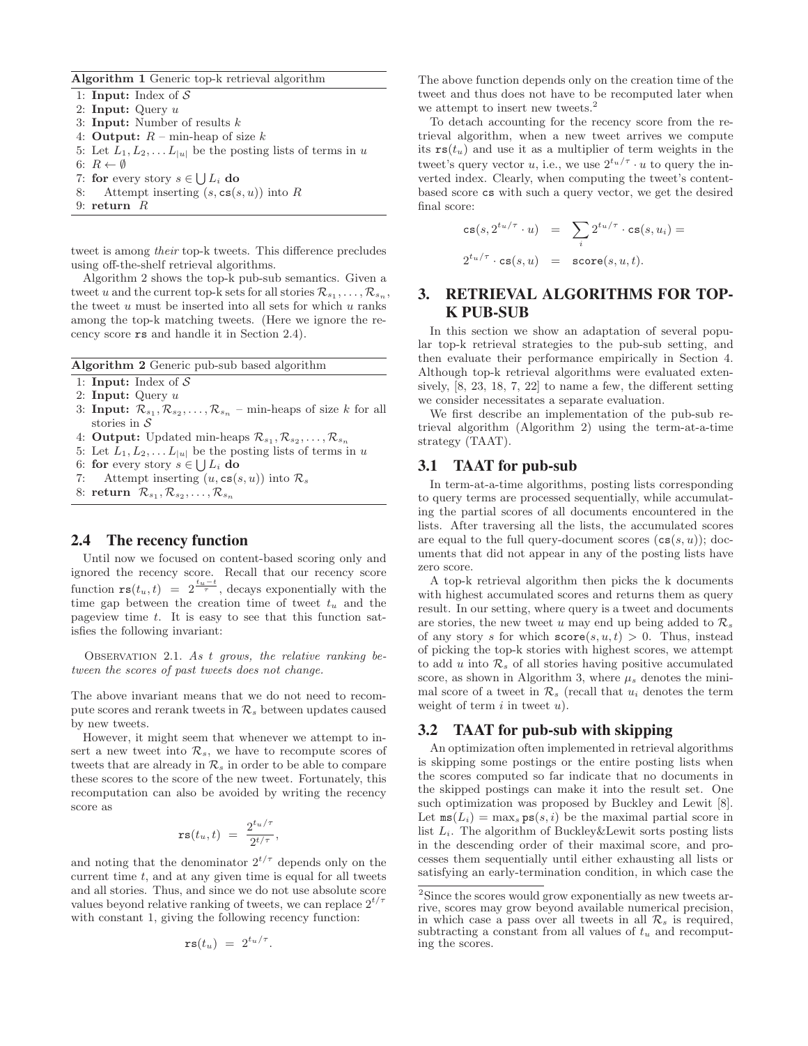**Algorithm 1** Generic top-k retrieval algorithm

```
1: Input: Index of S
2: Input: Query u
3: Input: Number of results k
4: Output: R – min-heap of size k
5: Let L_1, L_2, ... L_|u| be the posting lists of terms in u
6: R ← ∅
7: for every story s ∈ ⋃ L_i do
8:     Attempt inserting (s, cs(s, u)) into R
9: return R
```

tweet is among *their* top-k tweets. This difference precludes using off-the-shelf retrieval algorithms.

Algorithm 2 shows the top-k pub-sub semantics. Given a tweet $u$ and the current top-k sets for all stories $\mathcal{R}_{s_1}, \ldots, \mathcal{R}_{s_n}$, the tweet $u$ must be inserted into all sets for which $u$ ranks among the top-k matching tweets. (Here we ignore the recency score $\texttt{rs}$ and handle it in Section 2.4).

**Algorithm 2** Generic pub-sub based algorithm

```
1: Input: Index of S
2: Input: Query u
3: Input: R_{s_1}, R_{s_2}, ..., R_{s_n} – min-heaps of size k for all
   stories in S
4: Output: Updated min-heaps R_{s_1}, R_{s_2}, ..., R_{s_n}
5: Let L_1, L_2, ... L_|u| be the posting lists of terms in u
6: for every story s ∈ ⋃ L_i do
7:     Attempt inserting (u, cs(s, u)) into R_s
8: return R_{s_1}, R_{s_2}, ..., R_{s_n}
```

## 2.4 The recency function

Until now we focused on content-based scoring only and ignored the recency score. Recall that our recency score function $\texttt{rs}(t_u, t) = 2^{\frac{t_u - t}{\tau}}$, decays exponentially with the time gap between the creation time of tweet $t_u$ and the pageview time $t$. It is easy to see that this function satisfies the following invariant:

Observation 2.1. *As $t$ grows, the relative ranking between the scores of past tweets does not change.*

The above invariant means that we do not need to recompute scores and rerank tweets in $\mathcal{R}_s$ between updates caused by new tweets.

However, it might seem that whenever we attempt to insert a new tweet into $\mathcal{R}_s$, we have to recompute scores of tweets that are already in $\mathcal{R}_s$ in order to be able to compare these scores to the score of the new tweet. Fortunately, this recomputation can also be avoided by writing the recency score as

$$\texttt{rs}(t_u, t) \;=\; \frac{2^{t_u/\tau}}{2^{t/\tau}},$$

and noting that the denominator $2^{t/\tau}$ depends only on the current time $t$, and at any given time is equal for all tweets and all stories. Thus, and since we do not use absolute score values beyond relative ranking of tweets, we can replace $2^{t/\tau}$ with constant 1, giving the following recency function:

$$\texttt{rs}(t_u) \;=\; 2^{t_u/\tau}.$$

The above function depends only on the creation time of the tweet and thus does not have to be recomputed later when we attempt to insert new tweets.[2]

To detach accounting for the recency score from the retrieval algorithm, when a new tweet arrives we compute its $\texttt{rs}(t_u)$ and use it as a multiplier of term weights in the tweet's query vector $u$, i.e., we use $2^{t_u/\tau} \cdot u$ to query the inverted index. Clearly, when computing the tweet's content-based score $\texttt{cs}$ with such a query vector, we get the desired final score:

$$\begin{aligned}
\texttt{cs}(s, 2^{t_u/\tau} \cdot u) &= \sum_i 2^{t_u/\tau} \cdot \texttt{cs}(s, u_i) = \\
2^{t_u/\tau} \cdot \texttt{cs}(s, u) &= \texttt{score}(s, u, t).
\end{aligned}$$

# 3. RETRIEVAL ALGORITHMS FOR TOP-K PUB-SUB

In this section we show an adaptation of several popular top-k retrieval strategies to the pub-sub setting, and then evaluate their performance empirically in Section 4. Although top-k retrieval algorithms were evaluated extensively, [8, 23, 18, 7, 22] to name a few, the different setting we consider necessitates a separate evaluation.

We first describe an implementation of the pub-sub retrieval algorithm (Algorithm 2) using the term-at-a-time strategy (TAAT).

## 3.1 TAAT for pub-sub

In term-at-a-time algorithms, posting lists corresponding to query terms are processed sequentially, while accumulating the partial scores of all documents encountered in the lists. After traversing all the lists, the accumulated scores are equal to the full query-document scores ($\texttt{cs}(s, u)$); documents that did not appear in any of the posting lists have zero score.

A top-k retrieval algorithm then picks the k documents with highest accumulated scores and returns them as query result. In our setting, where query is a tweet and documents are stories, the new tweet $u$ may end up being added to $\mathcal{R}_s$ of any story $s$ for which $\texttt{score}(s, u, t) > 0$. Thus, instead of picking the top-k stories with highest scores, we attempt to add $u$ into $\mathcal{R}_s$ of all stories having positive accumulated score, as shown in Algorithm 3, where $\mu_s$ denotes the minimal score of a tweet in $\mathcal{R}_s$ (recall that $u_i$ denotes the term weight of term $i$ in tweet $u$).

## 3.2 TAAT for pub-sub with skipping

An optimization often implemented in retrieval algorithms is skipping some postings or the entire posting lists when the scores computed so far indicate that no documents in the skipped postings can make it into the result set. One such optimization was proposed by Buckley and Lewit [8]. Let $\texttt{ms}(L_i) = \max_s \texttt{ps}(s, i)$ be the maximal partial score in list $L_i$. The algorithm of Buckley&Lewit sorts posting lists in the descending order of their maximal score, and processes them sequentially until either exhausting all lists or satisfying an early-termination condition, in which case the

[2] Since the scores would grow exponentially as new tweets arrive, scores may grow beyond available numerical precision, in which case a pass over all tweets in all $\mathcal{R}_s$ is required, subtracting a constant from all values of $t_u$ and recomputing the scores.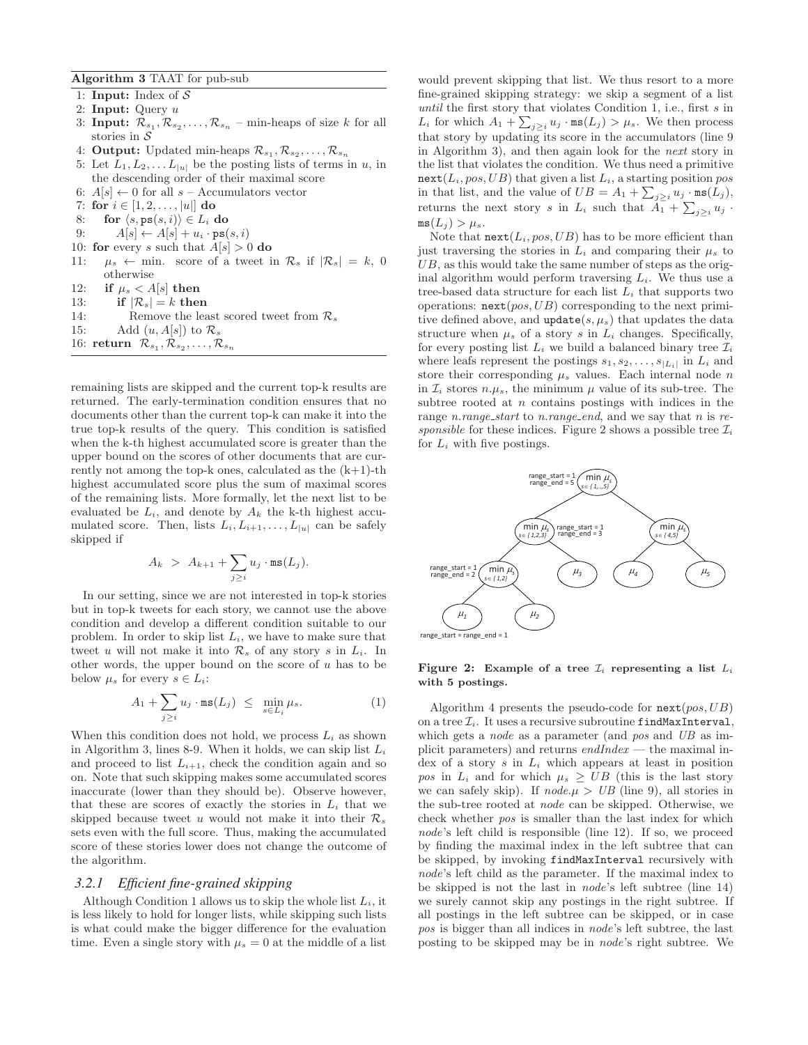**Algorithm 3** TAAT for pub-sub

```
1: Input: Index of S
2: Input: Query u
3: Input: R_{s_1}, R_{s_2}, ..., R_{s_n} – min-heaps of size k for all
   stories in S
4: Output: Updated min-heaps R_{s_1}, R_{s_2}, ..., R_{s_n}
5: Let L_1, L_2, ... L_{|u|} be the posting lists of terms in u, in
   the descending order of their maximal score
6: A[s] ← 0 for all s – Accumulators vector
7: for i ∈ [1, 2, ..., |u|] do
8:    for ⟨s, ps(s, i)⟩ ∈ L_i do
9:       A[s] ← A[s] + u_i · ps(s, i)
10: for every s such that A[s] > 0 do
11:    μ_s ← min. score of a tweet in R_s if |R_s| = k, 0
       otherwise
12:    if μ_s < A[s] then
13:       if |R_s| = k then
14:          Remove the least scored tweet from R_s
15:       Add (u, A[s]) to R_s
16: return R_{s_1}, R_{s_2}, ..., R_{s_n}
```

remaining lists are skipped and the current top-k results are returned. The early-termination condition ensures that no documents other than the current top-k can make it into the true top-k results of the query. This condition is satisfied when the k-th highest accumulated score is greater than the upper bound on the scores of other documents that are currently not among the top-k ones, calculated as the (k+1)-th highest accumulated score plus the sum of maximal scores of the remaining lists. More formally, let the next list to be evaluated be $L_i$, and denote by $A_k$ the k-th highest accumulated score. Then, lists $L_i, L_{i+1}, \ldots, L_{|u|}$ can be safely skipped if

$$A_k \;>\; A_{k+1} + \sum_{j \geq i} u_j \cdot \texttt{ms}(L_j).$$

In our setting, since we are not interested in top-k stories but in top-k tweets for each story, we cannot use the above condition and develop a different condition suitable to our problem. In order to skip list $L_i$, we have to make sure that tweet $u$ will not make it into $\mathcal{R}_s$ of any story $s$ in $L_i$. In other words, the upper bound on the score of $u$ has to be below $\mu_s$ for every $s \in L_i$:

$$A_1 + \sum_{j \geq i} u_j \cdot \texttt{ms}(L_j) \;\leq\; \min_{s \in L_i} \mu_s. \qquad (1)$$

When this condition does not hold, we process $L_i$ as shown in Algorithm 3, lines 8-9. When it holds, we can skip list $L_i$ and proceed to list $L_{i+1}$, check the condition again and so on. Note that such skipping makes some accumulated scores inaccurate (lower than they should be). Observe however, that these are scores of exactly the stories in $L_i$ that we skipped because tweet $u$ would not make it into their $\mathcal{R}_s$ sets even with the full score. Thus, making the accumulated score of these stories lower does not change the outcome of the algorithm.

### 3.2.1 *Efficient fine-grained skipping*

Although Condition 1 allows us to skip the whole list $L_i$, it is less likely to hold for longer lists, while skipping such lists is what could make the bigger difference for the evaluation time. Even a single story with $\mu_s = 0$ at the middle of a list would prevent skipping that list. We thus resort to a more fine-grained skipping strategy: we skip a segment of a list *until* the first story that violates Condition 1, i.e., first $s$ in $L_i$ for which $A_1 + \sum_{j \geq i} u_j \cdot \texttt{ms}(L_j) > \mu_s$. We then process that story by updating its score in the accumulators (line 9 in Algorithm 3), and then again look for the *next* story in the list that violates the condition. We thus need a primitive $\texttt{next}(L_i, pos, UB)$ that given a list $L_i$, a starting position $pos$ in that list, and the value of $UB = A_1 + \sum_{j \geq i} u_j \cdot \texttt{ms}(L_j)$, returns the next story $s$ in $L_i$ such that $A_1 + \sum_{j \geq i} u_j \cdot \texttt{ms}(L_j) > \mu_s$.

Note that $\texttt{next}(L_i, pos, UB)$ has to be more efficient than just traversing the stories in $L_i$ and comparing their $\mu_s$ to $UB$, as this would take the same number of steps as the original algorithm would perform traversing $L_i$. We thus use a tree-based data structure for each list $L_i$ that supports two operations: $\texttt{next}(pos, UB)$ corresponding to the next primitive defined above, and $\texttt{update}(s, \mu_s)$ that updates the data structure when $\mu_s$ of a story $s$ in $L_i$ changes. Specifically, for every posting list $L_i$ we build a balanced binary tree $\mathcal{I}_i$ where leafs represent the postings $s_1, s_2, \ldots, s_{|L_i|}$ in $L_i$ and store their corresponding $\mu_s$ values. Each internal node $n$ in $\mathcal{I}_i$ stores $n.\mu_s$, the minimum $\mu$ value of its sub-tree. The subtree rooted at $n$ contains postings with indices in the range *n.range_start* to *n.range_end*, and we say that $n$ is *responsible* for these indices. Figure 2 shows a possible tree $\mathcal{I}_i$ for $L_i$ with five postings.

**Figure 2: Example of a tree $\mathcal{I}_i$ representing a list $L_i$ with 5 postings.**

Algorithm 4 presents the pseudo-code for $\texttt{next}(pos, UB)$ on a tree $\mathcal{I}_i$. It uses a recursive subroutine `findMaxInterval`, which gets a *node* as a parameter (and *pos* and *UB* as implicit parameters) and returns *endIndex* — the maximal index of a story $s$ in $L_i$ which appears at least in position *pos* in $L_i$ and for which $\mu_s \geq UB$ (this is the last story we can safely skip). If $node.\mu > UB$ (line 9), all stories in the sub-tree rooted at *node* can be skipped. Otherwise, we check whether *pos* is smaller than the last index for which *node*'s left child is responsible (line 12). If so, we proceed by finding the maximal index in the left subtree that can be skipped, by invoking `findMaxInterval` recursively with *node*'s left child as the parameter. If the maximal index to be skipped is not the last in *node*'s left subtree (line 14) we surely cannot skip any postings in the right subtree. If all postings in the left subtree can be skipped, or in case *pos* is bigger than all indices in *node*'s left subtree, the last posting to be skipped may be in *node*'s right subtree. We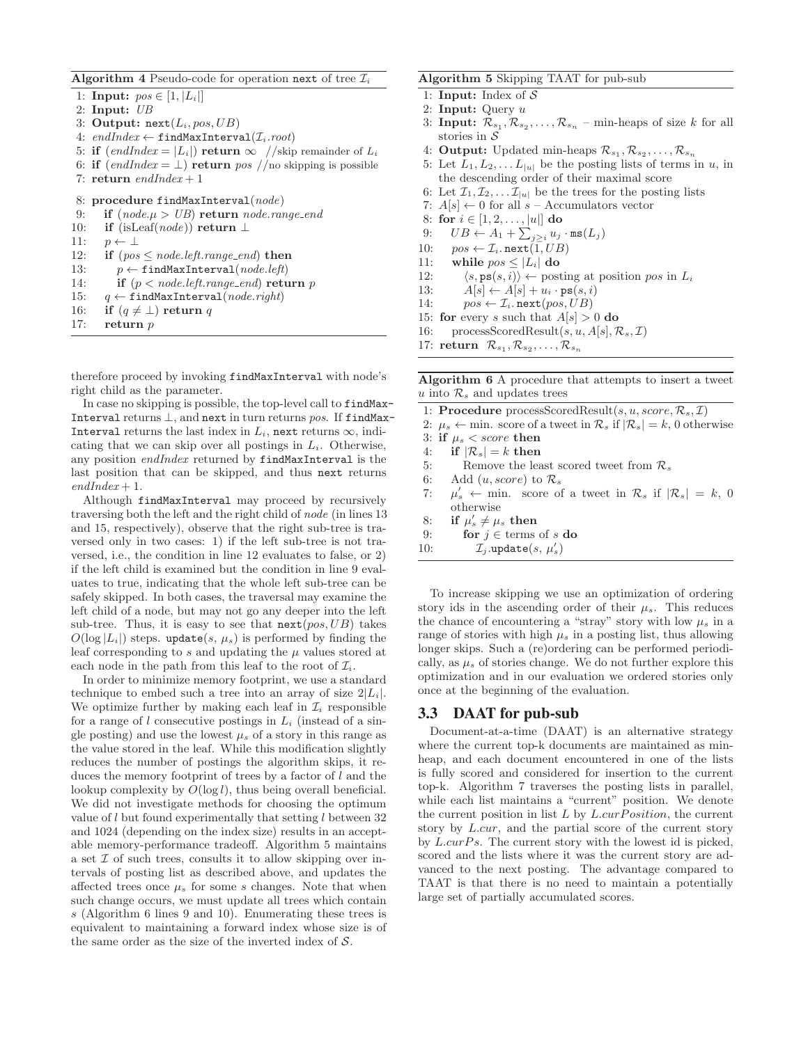**Algorithm 4** Pseudo-code for operation `next` of tree $\mathcal{I}_i$

```
1: Input: pos ∈ [1, |L_i|]
2: Input: UB
3: Output: next(L_i, pos, UB)
4: endIndex ← findMaxInterval(I_i.root)
5: if (endIndex = |L_i|) return ∞  //skip remainder of L_i
6: if (endIndex = ⊥) return pos //no skipping is possible
7: return endIndex + 1

8: procedure findMaxInterval(node)
9:    if (node.μ > UB) return node.range_end
10:   if (isLeaf(node)) return ⊥
11:   p ← ⊥
12:   if (pos ≤ node.left.range_end) then
13:      p ← findMaxInterval(node.left)
14:      if (p < node.left.range_end) return p
15:   q ← findMaxInterval(node.right)
16:   if (q ≠ ⊥) return q
17:   return p
```

therefore proceed by invoking `findMaxInterval` with node's right child as the parameter.

In case no skipping is possible, the top-level call to `findMaxInterval` returns $\perp$, and `next` in turn returns *pos*. If `findMaxInterval` returns the last index in $L_i$, `next` returns $\infty$, indicating that we can skip over all postings in $L_i$. Otherwise, any position *endIndex* returned by `findMaxInterval` is the last position that can be skipped, and thus `next` returns $endIndex + 1$.

Although `findMaxInterval` may proceed by recursively traversing both the left and the right child of *node* (in lines 13 and 15, respectively), observe that the right sub-tree is traversed only in two cases: 1) if the left sub-tree is not traversed, i.e., the condition in line 12 evaluates to false, or 2) if the left child is examined but the condition in line 9 evaluates to true, indicating that the whole left sub-tree can be safely skipped. In both cases, the traversal may examine the left child of a node, but may not go any deeper into the left sub-tree. Thus, it is easy to see that $\texttt{next}(pos, UB)$ takes $O(\log |L_i|)$ steps. $\texttt{update}(s, \mu_s)$ is performed by finding the leaf corresponding to $s$ and updating the $\mu$ values stored at each node in the path from this leaf to the root of $\mathcal{I}_i$.

In order to minimize memory footprint, we use a standard technique to embed such a tree into an array of size $2|L_i|$. We optimize further by making each leaf in $\mathcal{I}_i$ responsible for a range of $l$ consecutive postings in $L_i$ (instead of a single posting) and use the lowest $\mu_s$ of a story in this range as the value stored in the leaf. While this modification slightly reduces the number of postings the algorithm skips, it reduces the memory footprint of trees by a factor of $l$ and the lookup complexity by $O(\log l)$, thus being overall beneficial. We did not investigate methods for choosing the optimum value of $l$ but found experimentally that setting $l$ between 32 and 1024 (depending on the index size) results in an acceptable memory-performance tradeoff. Algorithm 5 maintains a set $\mathcal{I}$ of such trees, consults it to allow skipping over intervals of posting list as described above, and updates the affected trees once $\mu_s$ for some $s$ changes. Note that when such change occurs, we must update all trees which contain $s$ (Algorithm 6 lines 9 and 10). Enumerating these trees is equivalent to maintaining a forward index whose size is of the same order as the size of the inverted index of $\mathcal{S}$.

**Algorithm 5** Skipping TAAT for pub-sub

```
1: Input: Index of S
2: Input: Query u
3: Input: R_{s_1}, R_{s_2}, ..., R_{s_n} – min-heaps of size k for all stories in S
4: Output: Updated min-heaps R_{s_1}, R_{s_2}, ..., R_{s_n}
5: Let L_1, L_2, ... L_{|u|} be the posting lists of terms in u, in the descending order of their maximal score
6: Let I_1, I_2, ... I_{|u|} be the trees for the posting lists
7: A[s] ← 0 for all s – Accumulators vector
8: for i ∈ [1, 2, ..., |u|] do
9:    UB ← A_1 + Σ_{j≥i} u_j · ms(L_j)
10:   pos ← I_i.next(1, UB)
11:   while pos ≤ |L_i| do
12:      ⟨s, ps(s, i)⟩ ← posting at position pos in L_i
13:      A[s] ← A[s] + u_i · ps(s, i)
14:      pos ← I_i.next(pos, UB)
15: for every s such that A[s] > 0 do
16:    processScoredResult(s, u, A[s], R_s, I)
17: return R_{s_1}, R_{s_2}, ..., R_{s_n}
```

**Algorithm 6** A procedure that attempts to insert a tweet $u$ into $\mathcal{R}_s$ and updates trees

```
1: Procedure processScoredResult(s, u, score, R_s, I)
2: μ_s ← min. score of a tweet in R_s if |R_s| = k, 0 otherwise
3: if μ_s < score then
4:    if |R_s| = k then
5:       Remove the least scored tweet from R_s
6:    Add (u, score) to R_s
7:    μ'_s ← min. score of a tweet in R_s if |R_s| = k, 0 otherwise
8:    if μ'_s ≠ μ_s then
9:       for j ∈ terms of s do
10:         I_j.update(s, μ'_s)
```

To increase skipping we use an optimization of ordering story ids in the ascending order of their $\mu_s$. This reduces the chance of encountering a "stray" story with low $\mu_s$ in a range of stories with high $\mu_s$ in a posting list, thus allowing longer skips. Such a (re)ordering can be performed periodically, as $\mu_s$ of stories change. We do not further explore this optimization and in our evaluation we ordered stories only once at the beginning of the evaluation.

## 3.3 DAAT for pub-sub

Document-at-a-time (DAAT) is an alternative strategy where the current top-k documents are maintained as min-heap, and each document encountered in one of the lists is fully scored and considered for insertion to the current top-k. Algorithm 7 traverses the posting lists in parallel, while each list maintains a "current" position. We denote the current position in list $L$ by $L.curPosition$, the current story by $L.cur$, and the partial score of the current story by $L.curPs$. The current story with the lowest id is picked, scored and the lists where it was the current story are advanced to the next posting. The advantage compared to TAAT is that there is no need to maintain a potentially large set of partially accumulated scores.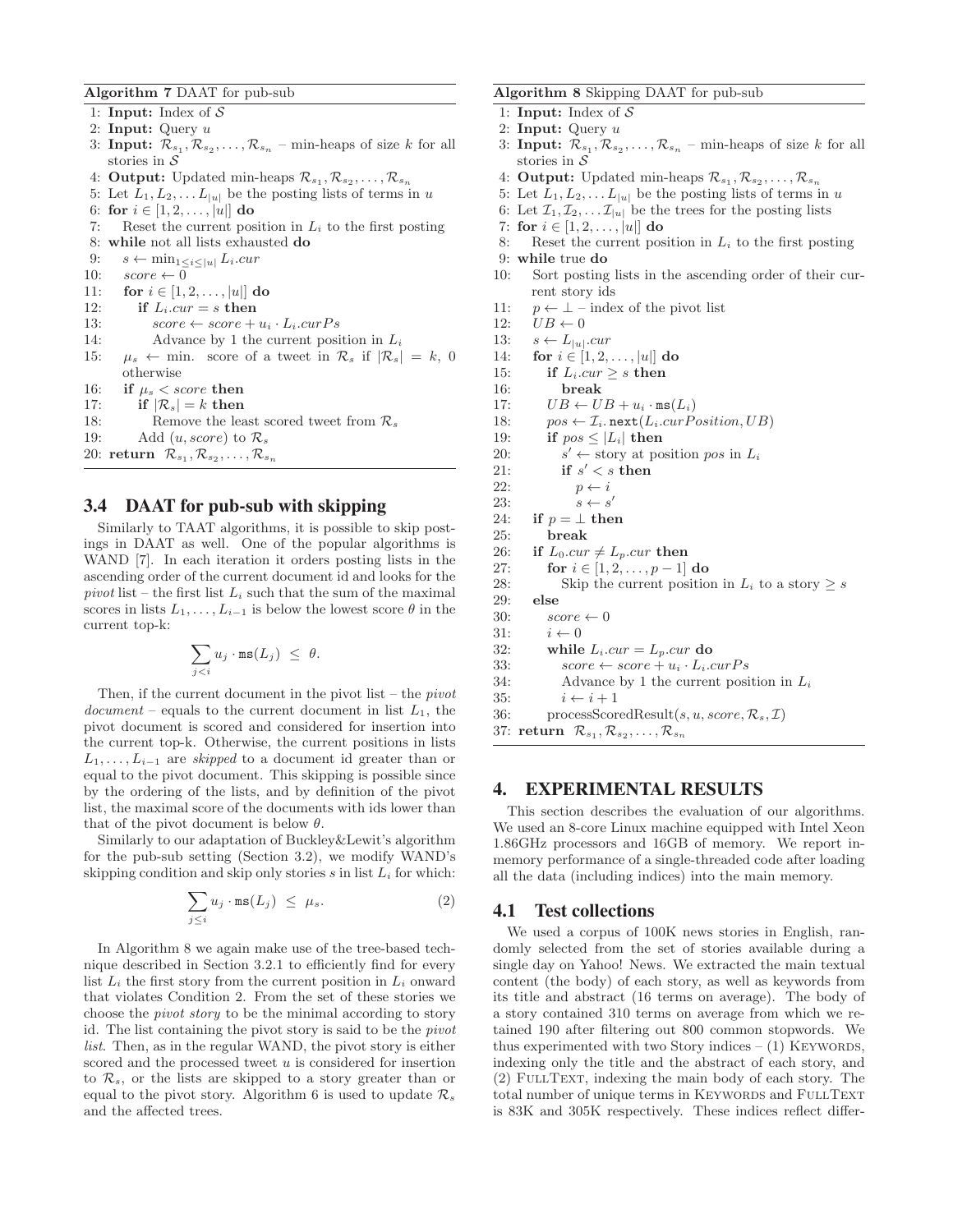**Algorithm 7** DAAT for pub-sub

```
1: Input: Index of S
2: Input: Query u
3: Input: R_{s_1}, R_{s_2}, ..., R_{s_n} – min-heaps of size k for all
   stories in S
4: Output: Updated min-heaps R_{s_1}, R_{s_2}, ..., R_{s_n}
5: Let L_1, L_2, ... L_{|u|} be the posting lists of terms in u
6: for i ∈ [1, 2, ..., |u|] do
7:     Reset the current position in L_i to the first posting
8: while not all lists exhausted do
9:     s ← min_{1≤i≤|u|} L_i.cur
10:    score ← 0
11:    for i ∈ [1, 2, ..., |u|] do
12:        if L_i.cur = s then
13:            score ← score + u_i · L_i.curPs
14:            Advance by 1 the current position in L_i
15:    μ_s ← min. score of a tweet in R_s if |R_s| = k, 0
       otherwise
16:    if μ_s < score then
17:        if |R_s| = k then
18:            Remove the least scored tweet from R_s
19:        Add (u, score) to R_s
20: return R_{s_1}, R_{s_2}, ..., R_{s_n}
```

## 3.4 DAAT for pub-sub with skipping

Similarly to TAAT algorithms, it is possible to skip postings in DAAT as well. One of the popular algorithms is WAND [7]. In each iteration it orders posting lists in the ascending order of the current document id and looks for the *pivot* list – the first list $L_i$ such that the sum of the maximal scores in lists $L_1, \ldots, L_{i-1}$ is below the lowest score $\theta$ in the current top-k:

$$\sum_{j<i} u_j \cdot \mathtt{ms}(L_j) \;\leq\; \theta.$$

Then, if the current document in the pivot list – the *pivot document* – equals to the current document in list $L_1$, the pivot document is scored and considered for insertion into the current top-k. Otherwise, the current positions in lists $L_1, \ldots, L_{i-1}$ are *skipped* to a document id greater than or equal to the pivot document. This skipping is possible since by the ordering of the lists, and by definition of the pivot list, the maximal score of the documents with ids lower than that of the pivot document is below $\theta$.

Similarly to our adaptation of Buckley&Lewit's algorithm for the pub-sub setting (Section 3.2), we modify WAND's skipping condition and skip only stories $s$ in list $L_i$ for which:

$$\sum_{j\leq i} u_j \cdot \mathtt{ms}(L_j) \;\leq\; \mu_s. \tag{2}$$

In Algorithm 8 we again make use of the tree-based technique described in Section 3.2.1 to efficiently find for every list $L_i$ the first story from the current position in $L_i$ onward that violates Condition 2. From the set of these stories we choose the *pivot story* to be the minimal according to story id. The list containing the pivot story is said to be the *pivot list*. Then, as in the regular WAND, the pivot story is either scored and the processed tweet $u$ is considered for insertion to $\mathcal{R}_s$, or the lists are skipped to a story greater than or equal to the pivot story. Algorithm 6 is used to update $\mathcal{R}_s$ and the affected trees.

**Algorithm 8** Skipping DAAT for pub-sub

```
1: Input: Index of S
2: Input: Query u
3: Input: R_{s_1}, R_{s_2}, ..., R_{s_n} – min-heaps of size k for all
   stories in S
4: Output: Updated min-heaps R_{s_1}, R_{s_2}, ..., R_{s_n}
5: Let L_1, L_2, ... L_{|u|} be the posting lists of terms in u
6: Let I_1, I_2, ... I_{|u|} be the trees for the posting lists
7: for i ∈ [1, 2, ..., |u|] do
8:     Reset the current position in L_i to the first posting
9: while true do
10:    Sort posting lists in the ascending order of their cur-
       rent story ids
11:    p ← ⊥ – index of the pivot list
12:    UB ← 0
13:    s ← L_{|u|}.cur
14:    for i ∈ [1, 2, ..., |u|] do
15:        if L_i.cur ≥ s then
16:            break
17:        UB ← UB + u_i · ms(L_i)
18:        pos ← I_i.next(L_i.curPosition, UB)
19:        if pos ≤ |L_i| then
20:            s' ← story at position pos in L_i
21:            if s' < s then
22:                p ← i
23:                s ← s'
24:    if p = ⊥ then
25:        break
26:    if L_0.cur ≠ L_p.cur then
27:        for i ∈ [1, 2, ..., p − 1] do
28:            Skip the current position in L_i to a story ≥ s
29:    else
30:        score ← 0
31:        i ← 0
32:        while L_i.cur = L_p.cur do
33:            score ← score + u_i · L_i.curPs
34:            Advance by 1 the current position in L_i
35:            i ← i + 1
36:        processScoredResult(s, u, score, R_s, I)
37: return R_{s_1}, R_{s_2}, ..., R_{s_n}
```

## 4. EXPERIMENTAL RESULTS

This section describes the evaluation of our algorithms. We used an 8-core Linux machine equipped with Intel Xeon 1.86GHz processors and 16GB of memory. We report inmemory performance of a single-threaded code after loading all the data (including indices) into the main memory.

### 4.1 Test collections

We used a corpus of 100K news stories in English, randomly selected from the set of stories available during a single day on Yahoo! News. We extracted the main textual content (the body) of each story, as well as keywords from its title and abstract (16 terms on average). The body of a story contained 310 terms on average from which we retained 190 after filtering out 800 common stopwords. We thus experimented with two Story indices – (1) KEYWORDS, indexing only the title and the abstract of each story, and (2) FULLTEXT, indexing the main body of each story. The total number of unique terms in KEYWORDS and FULLTEXT is 83K and 305K respectively. These indices reflect differ-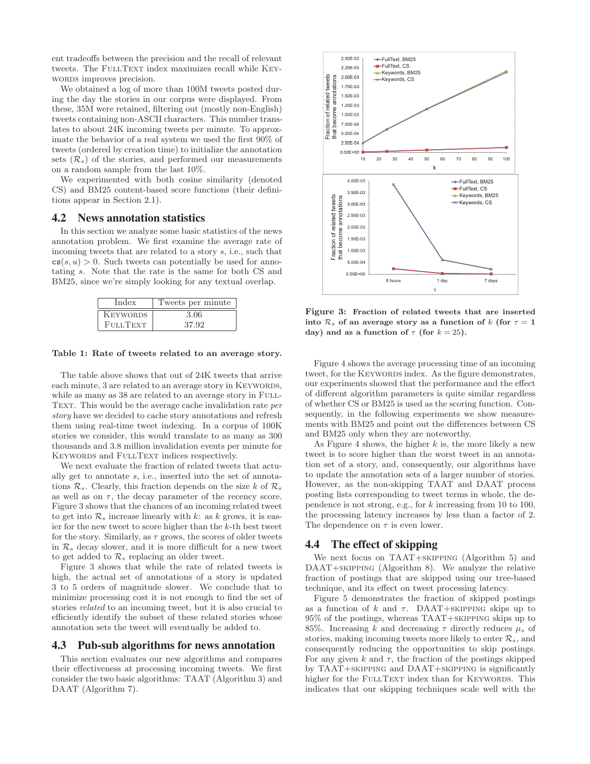ent tradeoffs between the precision and the recall of relevant tweets. The FullText index maximizes recall while Keywords improves precision.

We obtained a log of more than 100M tweets posted during the day the stories in our corpus were displayed. From these, 35M were retained, filtering out (mostly non-English) tweets containing non-ASCII characters. This number translates to about 24K incoming tweets per minute. To approximate the behavior of a real system we used the first 90% of tweets (ordered by creation time) to initialize the annotation sets ($\mathcal{R}_s$) of the stories, and performed our measurements on a random sample from the last 10%.

We experimented with both cosine similarity (denoted CS) and BM25 content-based score functions (their definitions appear in Section 2.1).

## 4.2 News annotation statistics

In this section we analyze some basic statistics of the news annotation problem. We first examine the average rate of incoming tweets that are related to a story $s$, i.e., such that $\mathsf{cs}(s, u) > 0$. Such tweets can potentially be used for annotating $s$. Note that the rate is the same for both CS and BM25, since we're simply looking for any textual overlap.

| Index | Tweets per minute |
|---|---|
| Keywords | 3.06 |
| FullText | 37.92 |

**Table 1: Rate of tweets related to an average story.**

The table above shows that out of 24K tweets that arrive each minute, 3 are related to an average story in Keywords, while as many as 38 are related to an average story in FullText. This would be the average cache invalidation rate *per story* have we decided to cache story annotations and refresh them using real-time tweet indexing. In a corpus of 100K stories we consider, this would translate to as many as 300 thousands and 3.8 million invalidation events per minute for Keywords and FullText indices respectively.

We next evaluate the fraction of related tweets that actually get to annotate $s$, i.e., inserted into the set of annotations $\mathcal{R}_s$. Clearly, this fraction depends on the size $k$ of $\mathcal{R}_s$ as well as on $\tau$, the decay parameter of the recency score. Figure 3 shows that the chances of an incoming related tweet to get into $\mathcal{R}_s$ increase linearly with $k$: as $k$ grows, it is easier for the new tweet to score higher than the $k$-th best tweet for the story. Similarly, as $\tau$ grows, the scores of older tweets in $\mathcal{R}_s$ decay slower, and it is more difficult for a new tweet to get added to $\mathcal{R}_s$ replacing an older tweet.

Figure 3 shows that while the rate of related tweets is high, the actual set of annotations of a story is updated 3 to 5 orders of magnitude slower. We conclude that to minimize processing cost it is not enough to find the set of stories *related* to an incoming tweet, but it is also crucial to efficiently identify the subset of these related stories whose annotation sets the tweet will eventually be added to.

## 4.3 Pub-sub algorithms for news annotation

This section evaluates our new algorithms and compares their effectiveness at processing incoming tweets. We first consider the two basic algorithms: TAAT (Algorithm 3) and DAAT (Algorithm 7).

**Figure 3: Fraction of related tweets that are inserted into $\mathcal{R}_s$ of an average story as a function of $k$ (for $\tau = 1$ day) and as a function of $\tau$ (for $k = 25$).**

Figure 4 shows the average processing time of an incoming tweet, for the Keywords index. As the figure demonstrates, our experiments showed that the performance and the effect of different algorithm parameters is quite similar regardless of whether CS or BM25 is used as the scoring function. Consequently, in the following experiments we show measurements with BM25 and point out the differences between CS and BM25 only when they are noteworthy.

As Figure 4 shows, the higher $k$ is, the more likely a new tweet is to score higher than the worst tweet in an annotation set of a story, and, consequently, our algorithms have to update the annotation sets of a larger number of stories. However, as the non-skipping TAAT and DAAT process posting lists corresponding to tweet terms in whole, the dependence is not strong, e.g., for $k$ increasing from 10 to 100, the processing latency increases by less than a factor of 2. The dependence on $\tau$ is even lower.

## 4.4 The effect of skipping

We next focus on TAAT+skipping (Algorithm 5) and DAAT+skipping (Algorithm 8). We analyze the relative fraction of postings that are skipped using our tree-based technique, and its effect on tweet processing latency.

Figure 5 demonstrates the fraction of skipped postings as a function of $k$ and $\tau$. DAAT+skipping skips up to 95% of the postings, whereas TAAT+skipping skips up to 85%. Increasing $k$ and decreasing $\tau$ directly reduces $\mu_s$ of stories, making incoming tweets more likely to enter $\mathcal{R}_s$, and consequently reducing the opportunities to skip postings. For any given $k$ and $\tau$, the fraction of the postings skipped by TAAT+skipping and DAAT+skipping is significantly higher for the FullText index than for Keywords. This indicates that our skipping techniques scale well with the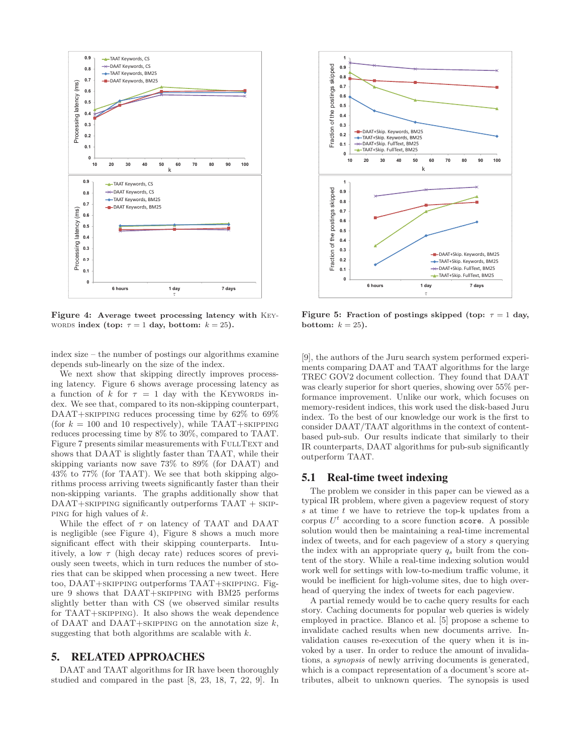**Figure 4: Average tweet processing latency with KEYWORDS index (top: $\tau = 1$ day, bottom: $k = 25$).**

**Figure 5: Fraction of postings skipped (top: $\tau = 1$ day, bottom: $k = 25$).**

index size – the number of postings our algorithms examine depends sub-linearly on the size of the index.

We next show that skipping directly improves processing latency. Figure 6 shows average processing latency as a function of $k$ for $\tau = 1$ day with the KEYWORDS index. We see that, compared to its non-skipping counterpart, DAAT+SKIPPING reduces processing time by 62% to 69% (for $k = 100$ and 10 respectively), while TAAT+SKIPPING reduces processing time by 8% to 30%, compared to TAAT. Figure 7 presents similar measurements with FULLTEXT and shows that DAAT is slightly faster than TAAT, while their skipping variants now save 73% to 89% (for DAAT) and 43% to 77% (for TAAT). We see that both skipping algorithms process arriving tweets significantly faster than their non-skipping variants. The graphs additionally show that DAAT+SKIPPING significantly outperforms TAAT + SKIPPING for high values of $k$.

While the effect of $\tau$ on latency of TAAT and DAAT is negligible (see Figure 4), Figure 8 shows a much more significant effect with their skipping counterparts. Intuitively, a low $\tau$ (high decay rate) reduces scores of previously seen tweets, which in turn reduces the number of stories that can be skipped when processing a new tweet. Here too, DAAT+SKIPPING outperforms TAAT+SKIPPING. Figure 9 shows that DAAT+SKIPPING with BM25 performs slightly better than with CS (we observed similar results for TAAT+SKIPPING). It also shows the weak dependence of DAAT and DAAT+SKIPPING on the annotation size $k$, suggesting that both algorithms are scalable with $k$.

## 5. RELATED APPROACHES

DAAT and TAAT algorithms for IR have been thoroughly studied and compared in the past [8, 23, 18, 7, 22, 9]. In [9], the authors of the Juru search system performed experiments comparing DAAT and TAAT algorithms for the large TREC GOV2 document collection. They found that DAAT was clearly superior for short queries, showing over 55% performance improvement. Unlike our work, which focuses on memory-resident indices, this work used the disk-based Juru index. To the best of our knowledge our work is the first to consider DAAT/TAAT algorithms in the context of content-based pub-sub. Our results indicate that similarly to their IR counterparts, DAAT algorithms for pub-sub significantly outperform TAAT.

### 5.1 Real-time tweet indexing

The problem we consider in this paper can be viewed as a typical IR problem, where given a pageview request of story $s$ at time $t$ we have to retrieve the top-k updates from a corpus $U^t$ according to a score function `score`. A possible solution would then be maintaining a real-time incremental index of tweets, and for each pageview of a story $s$ querying the index with an appropriate query $q_s$ built from the content of the story. While a real-time indexing solution would work well for settings with low-to-medium traffic volume, it would be inefficient for high-volume sites, due to high overhead of querying the index of tweets for each pageview.

A partial remedy would be to cache query results for each story. Caching documents for popular web queries is widely employed in practice. Blanco et al. [5] propose a scheme to invalidate cached results when new documents arrive. Invalidation causes re-execution of the query when it is invoked by a user. In order to reduce the amount of invalidations, a *synopsis* of newly arriving documents is generated, which is a compact representation of a document's score attributes, albeit to unknown queries. The synopsis is used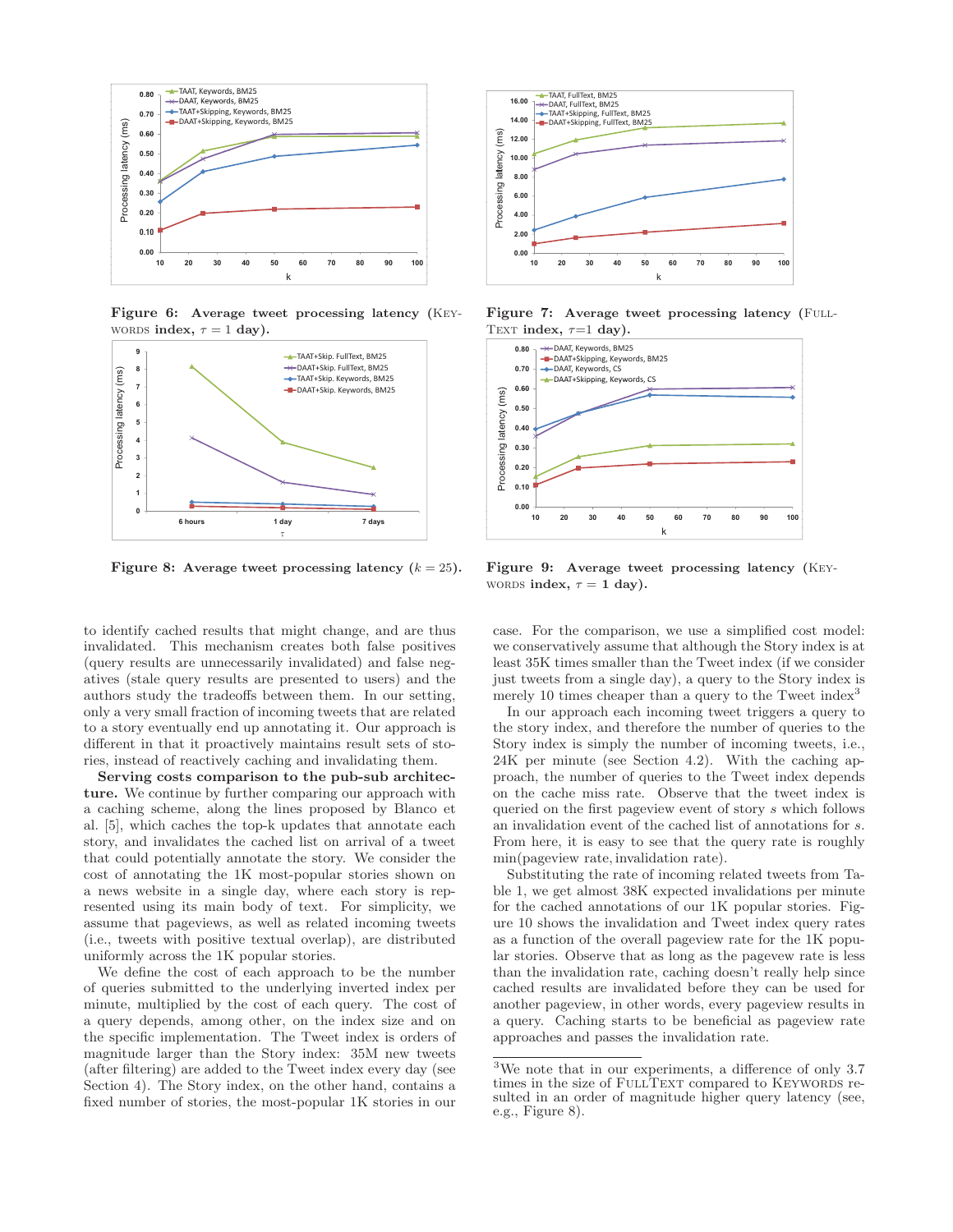Figure 6: Average tweet processing latency (KEYWORDS index, $\tau = 1$ day).

Figure 7: Average tweet processing latency (FULLTEXT index, $\tau$=1 day).

Figure 8: Average tweet processing latency ($k = 25$).

Figure 9: Average tweet processing latency (KEYWORDS index, $\tau = 1$ day).

to identify cached results that might change, and are thus invalidated. This mechanism creates both false positives (query results are unnecessarily invalidated) and false negatives (stale query results are presented to users) and the authors study the tradeoffs between them. In our setting, only a very small fraction of incoming tweets that are related to a story eventually end up annotating it. Our approach is different in that it proactively maintains result sets of stories, instead of reactively caching and invalidating them.

**Serving costs comparison to the pub-sub architecture.** We continue by further comparing our approach with a caching scheme, along the lines proposed by Blanco et al. [5], which caches the top-k updates that annotate each story, and invalidates the cached list on arrival of a tweet that could potentially annotate the story. We consider the cost of annotating the 1K most-popular stories shown on a news website in a single day, where each story is represented using its main body of text. For simplicity, we assume that pageviews, as well as related incoming tweets (i.e., tweets with positive textual overlap), are distributed uniformly across the 1K popular stories.

We define the cost of each approach to be the number of queries submitted to the underlying inverted index per minute, multiplied by the cost of each query. The cost of a query depends, among other, on the index size and on the specific implementation. The Tweet index is orders of magnitude larger than the Story index: 35M new tweets (after filtering) are added to the Tweet index every day (see Section 4). The Story index, on the other hand, contains a fixed number of stories, the most-popular 1K stories in our case. For the comparison, we use a simplified cost model: we conservatively assume that although the Story index is at least 35K times smaller than the Tweet index (if we consider just tweets from a single day), a query to the Story index is merely 10 times cheaper than a query to the Tweet index[3]

In our approach each incoming tweet triggers a query to the story index, and therefore the number of queries to the Story index is simply the number of incoming tweets, i.e., 24K per minute (see Section 4.2). With the caching approach, the number of queries to the Tweet index depends on the cache miss rate. Observe that the tweet index is queried on the first pageview event of story $s$ which follows an invalidation event of the cached list of annotations for $s$. From here, it is easy to see that the query rate is roughly min(pageview rate, invalidation rate).

Substituting the rate of incoming related tweets from Table 1, we get almost 38K expected invalidations per minute for the cached annotations of our 1K popular stories. Figure 10 shows the invalidation and Tweet index query rates as a function of the overall pageview rate for the 1K popular stories. Observe that as long as the pagevew rate is less than the invalidation rate, caching doesn't really help since cached results are invalidated before they can be used for another pageview, in other words, every pageview results in a query. Caching starts to be beneficial as pageview rate approaches and passes the invalidation rate.

[3]We note that in our experiments, a difference of only 3.7 times in the size of FULLTEXT compared to KEYWORDS resulted in an order of magnitude higher query latency (see, e.g., Figure 8).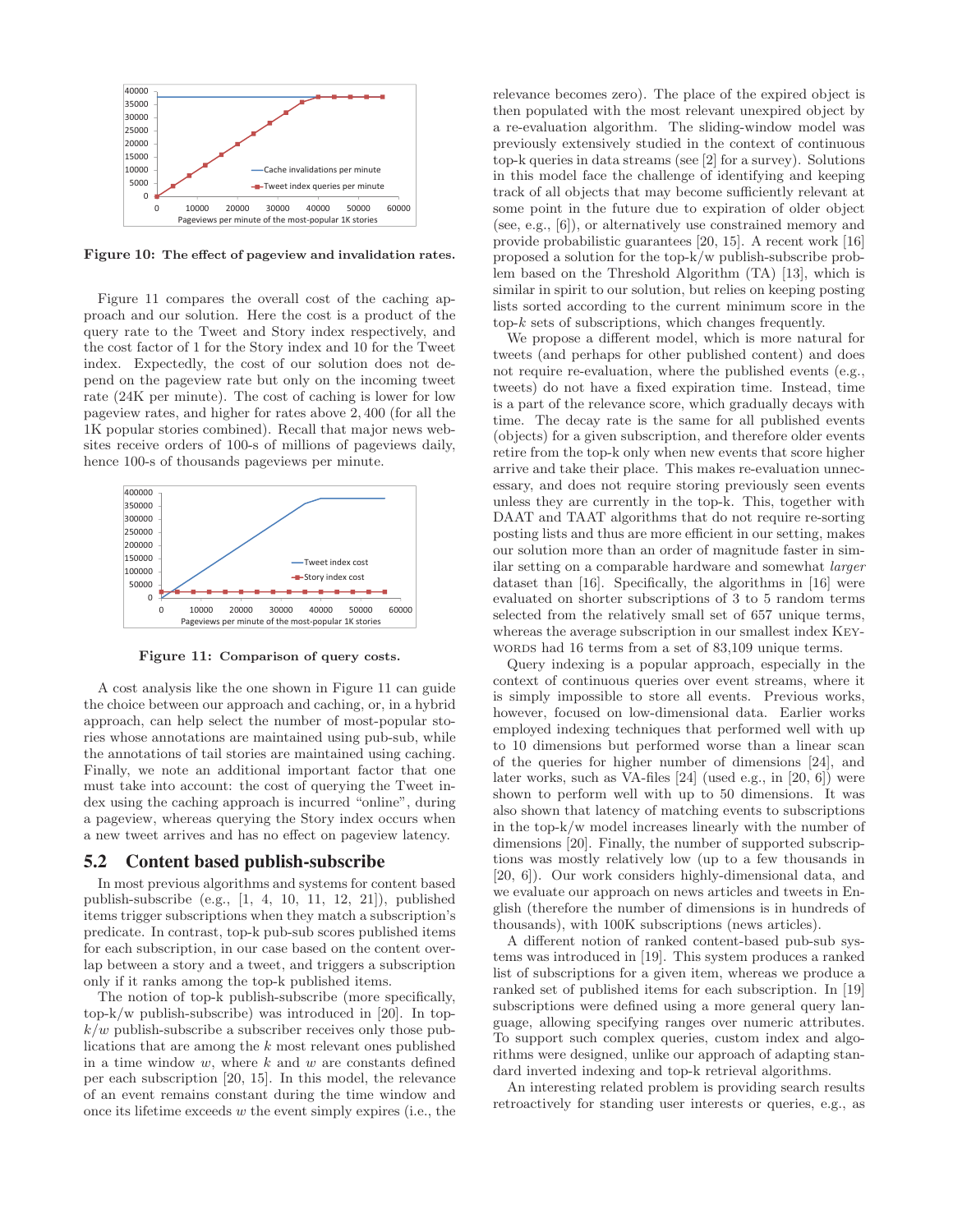Figure 10: The effect of pageview and invalidation rates.

Figure 11 compares the overall cost of the caching approach and our solution. Here the cost is a product of the query rate to the Tweet and Story index respectively, and the cost factor of 1 for the Story index and 10 for the Tweet index. Expectedly, the cost of our solution does not depend on the pageview rate but only on the incoming tweet rate (24K per minute). The cost of caching is lower for low pageview rates, and higher for rates above 2,400 (for all the 1K popular stories combined). Recall that major news websites receive orders of 100-s of millions of pageviews daily, hence 100-s of thousands pageviews per minute.

Figure 11: Comparison of query costs.

A cost analysis like the one shown in Figure 11 can guide the choice between our approach and caching, or, in a hybrid approach, can help select the number of most-popular stories whose annotations are maintained using pub-sub, while the annotations of tail stories are maintained using caching. Finally, we note an additional important factor that one must take into account: the cost of querying the Tweet index using the caching approach is incurred "online", during a pageview, whereas querying the Story index occurs when a new tweet arrives and has no effect on pageview latency.

## 5.2 Content based publish-subscribe

In most previous algorithms and systems for content based publish-subscribe (e.g., [1, 4, 10, 11, 12, 21]), published items trigger subscriptions when they match a subscription's predicate. In contrast, top-k pub-sub scores published items for each subscription, in our case based on the content overlap between a story and a tweet, and triggers a subscription only if it ranks among the top-k published items.

The notion of top-k publish-subscribe (more specifically, top-k/w publish-subscribe) was introduced in [20]. In top-$k/w$ publish-subscribe a subscriber receives only those publications that are among the $k$ most relevant ones published in a time window $w$, where $k$ and $w$ are constants defined per each subscription [20, 15]. In this model, the relevance of an event remains constant during the time window and once its lifetime exceeds $w$ the event simply expires (i.e., the relevance becomes zero). The place of the expired object is then populated with the most relevant unexpired object by a re-evaluation algorithm. The sliding-window model was previously studied in the context of continuous top-k queries in data streams (see [2] for a survey). Solutions in this model face the challenge of identifying and keeping track of all objects that may become sufficiently relevant at some point in the future due to expiration of older object (see, e.g., [6]), or alternatively use constrained memory and provide probabilistic guarantees [20, 15]. A recent work [16] proposed a solution for the top-k/w publish-subscribe problem based on the Threshold Algorithm (TA) [13], which is similar in spirit to our solution, but relies on keeping posting lists sorted according to the current minimum score in the top-$k$ sets of subscriptions, which changes frequently.

We propose a different model, which is more natural for tweets (and perhaps for other published content) and does not require re-evaluation, where the published events (e.g., tweets) do not have a fixed expiration time. Instead, time is a part of the relevance score, which gradually decays with time. The decay rate is the same for all published events (objects) for a given subscription, and therefore older events retire from the top-k only when new events that score higher arrive and take their place. This makes re-evaluation unnecessary, and does not require storing previously seen events unless they are currently in the top-k. This, together with DAAT and TAAT algorithms that do not require re-sorting posting lists and thus are more efficient in our setting, makes our solution more than an order of magnitude faster in similar setting on a comparable hardware and somewhat *larger* dataset than [16]. Specifically, the algorithms in [16] were evaluated on shorter subscriptions of 3 to 5 random terms selected from the relatively small set of 657 unique terms, whereas the average subscription in our smallest index KEYWORDS had 16 terms from a set of 83,109 unique terms.

Query indexing is a popular approach, especially in the context of continuous queries over event streams, where it is simply impossible to store all events. Previous works, however, focused on low-dimensional data. Earlier works employed indexing techniques that performed well with up to 10 dimensions but performed worse than a linear scan of the queries for higher number of dimensions [24], and later works, such as VA-files [24] (used e.g., in [20, 6]) were shown to perform well with up to 50 dimensions. It was also shown that latency of matching events to subscriptions in the top-k/w model increases linearly with the number of dimensions [20]. Finally, the number of supported subscriptions was mostly relatively low (up to a few thousands in [20, 6]). Our work considers highly-dimensional data, and we evaluate our approach on news articles and tweets in English (therefore the number of dimensions is in hundreds of thousands), with 100K subscriptions (news articles).

A different notion of ranked content-based pub-sub systems was introduced in [19]. This system produces a ranked list of subscriptions for a given item, whereas we produce a ranked set of published items for each subscription. In [19] subscriptions were defined using a more general query language, allowing specifying ranges over numeric attributes. To support such complex queries, custom index and algorithms were designed, unlike our approach of adapting standard inverted indexing and top-k retrieval algorithms.

An interesting related problem is providing search results retroactively for standing user interests or queries, e.g., as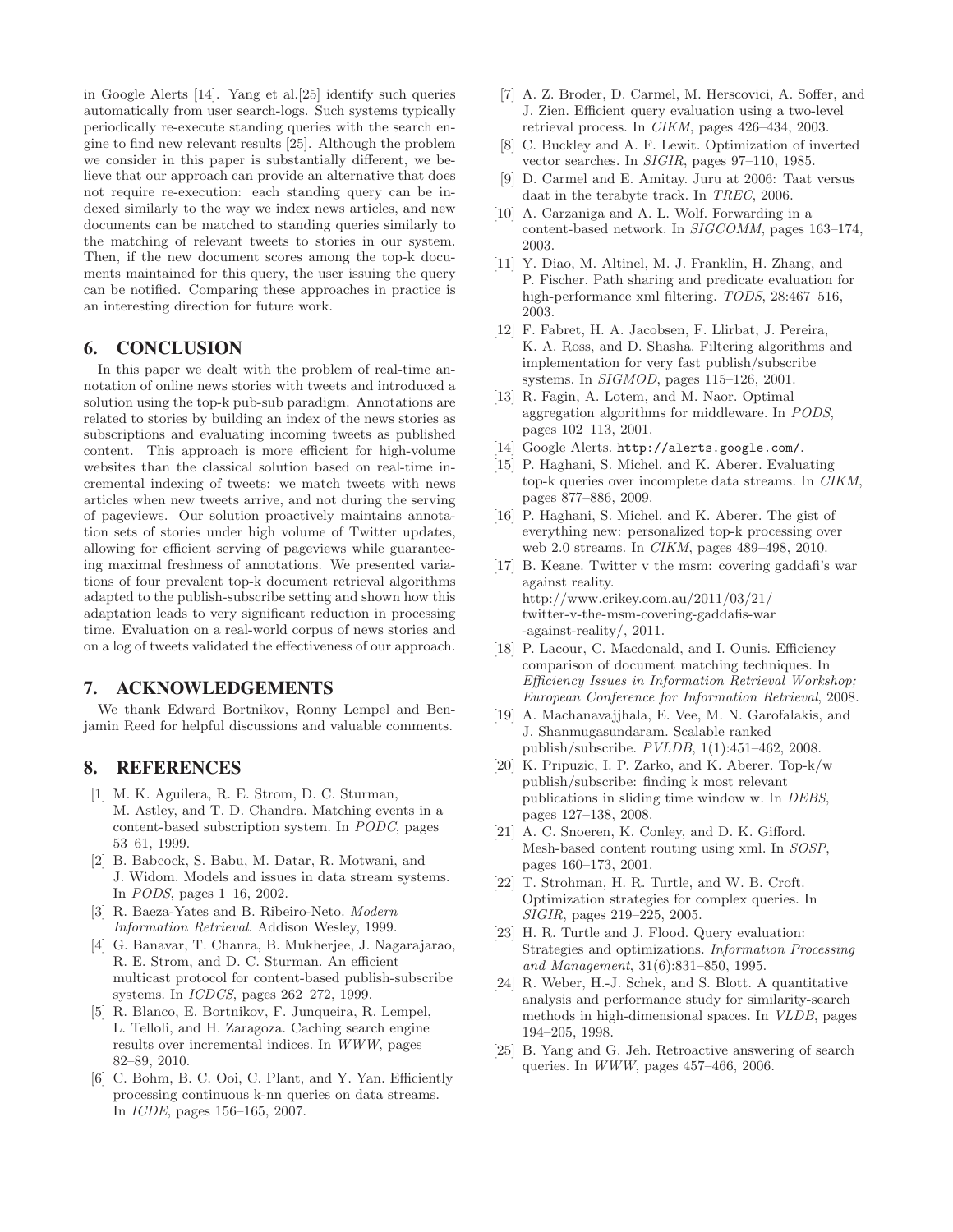in Google Alerts [14]. Yang et al.[25] identify such queries automatically from user search-logs. Such systems typically periodically re-execute standing queries with the search engine to find new relevant results [25]. Although the problem we consider in this paper is substantially different, we believe that our approach can provide an alternative that does not require re-execution: each standing query can be indexed similarly to the way we index news articles, and new documents can be matched to standing queries similarly to the matching of relevant tweets to stories in our system. Then, if the new document scores among the top-k documents maintained for this query, the user issuing the query can be notified. Comparing these approaches in practice is an interesting direction for future work.

## 6. CONCLUSION

In this paper we dealt with the problem of real-time annotation of online news stories with tweets and introduced a solution using the top-k pub-sub paradigm. Annotations are related to stories by building an index of the news stories as subscriptions and evaluating incoming tweets as published content. This approach is more efficient for high-volume websites than the classical solution based on real-time incremental indexing of tweets: we match tweets with news articles when new tweets arrive, and not during the serving of pageviews. Our solution proactively maintains annotation sets of stories under high volume of Twitter updates, allowing for efficient serving of pageviews while guaranteeing maximal freshness of annotations. We presented variations of four prevalent top-k document retrieval algorithms adapted to the publish-subscribe setting and shown how this adaptation leads to very significant reduction in processing time. Evaluation on a real-world corpus of news stories and on a log of tweets validated the effectiveness of our approach.

## 7. ACKNOWLEDGEMENTS

We thank Edward Bortnikov, Ronny Lempel and Benjamin Reed for helpful discussions and valuable comments.

## 8. REFERENCES

[1] M. K. Aguilera, R. E. Strom, D. C. Sturman, M. Astley, and T. D. Chandra. Matching events in a content-based subscription system. In *PODC*, pages 53–61, 1999.

[2] B. Babcock, S. Babu, M. Datar, R. Motwani, and J. Widom. Models and issues in data stream systems. In *PODS*, pages 1–16, 2002.

[3] R. Baeza-Yates and B. Ribeiro-Neto. *Modern Information Retrieval*. Addison Wesley, 1999.

[4] G. Banavar, T. Chanra, B. Mukherjee, J. Nagarajarao, R. E. Strom, and D. C. Sturman. An efficient multicast protocol for content-based publish-subscribe systems. In *ICDCS*, pages 262–272, 1999.

[5] R. Blanco, E. Bortnikov, F. Junqueira, R. Lempel, L. Telloli, and H. Zaragoza. Caching search engine results over incremental indices. In *WWW*, pages 82–89, 2010.

[6] C. Bohm, B. C. Ooi, C. Plant, and Y. Yan. Efficiently processing continuous k-nn queries on data streams. In *ICDE*, pages 156–165, 2007.

[7] A. Z. Broder, D. Carmel, M. Herscovici, A. Soffer, and J. Zien. Efficient query evaluation using a two-level retrieval process. In *CIKM*, pages 426–434, 2003.

[8] C. Buckley and A. F. Lewit. Optimization of inverted vector searches. In *SIGIR*, pages 97–110, 1985.

[9] D. Carmel and E. Amitay. Juru at 2006: Taat versus daat in the terabyte track. In *TREC*, 2006.

[10] A. Carzaniga and A. L. Wolf. Forwarding in a content-based network. In *SIGCOMM*, pages 163–174, 2003.

[11] Y. Diao, M. Altinel, M. J. Franklin, H. Zhang, and P. Fischer. Path sharing and predicate evaluation for high-performance xml filtering. *TODS*, 28:467–516, 2003.

[12] F. Fabret, H. A. Jacobsen, F. Llirbat, J. Pereira, K. A. Ross, and D. Shasha. Filtering algorithms and implementation for very fast publish/subscribe systems. In *SIGMOD*, pages 115–126, 2001.

[13] R. Fagin, A. Lotem, and M. Naor. Optimal aggregation algorithms for middleware. In *PODS*, pages 102–113, 2001.

[14] Google Alerts. `http://alerts.google.com/`.

[15] P. Haghani, S. Michel, and K. Aberer. Evaluating top-k queries over incomplete data streams. In *CIKM*, pages 877–886, 2009.

[16] P. Haghani, S. Michel, and K. Aberer. The gist of everything new: personalized top-k processing over web 2.0 streams. In *CIKM*, pages 489–498, 2010.

[17] B. Keane. Twitter v the msm: covering gaddafi's war against reality. http://www.crikey.com.au/2011/03/21/twitter-v-the-msm-covering-gaddafis-war-against-reality/, 2011.

[18] P. Lacour, C. Macdonald, and I. Ounis. Efficiency comparison of document matching techniques. In *Efficiency Issues in Information Retrieval Workshop; European Conference for Information Retrieval*, 2008.

[19] A. Machanavajjhala, E. Vee, M. N. Garofalakis, and J. Shanmugasundaram. Scalable ranked publish/subscribe. *PVLDB*, 1(1):451–462, 2008.

[20] K. Pripuzic, I. P. Zarko, and K. Aberer. Top-k/w publish/subscribe: finding k most relevant publications in sliding time window w. In *DEBS*, pages 127–138, 2008.

[21] A. C. Snoeren, K. Conley, and D. K. Gifford. Mesh-based content routing using xml. In *SOSP*, pages 160–173, 2001.

[22] T. Strohman, H. R. Turtle, and W. B. Croft. Optimization strategies for complex queries. In *SIGIR*, pages 219–225, 2005.

[23] H. R. Turtle and J. Flood. Query evaluation: Strategies and optimizations. *Information Processing and Management*, 31(6):831–850, 1995.

[24] R. Weber, H.-J. Schek, and S. Blott. A quantitative analysis and performance study for similarity-search methods in high-dimensional spaces. In *VLDB*, pages 194–205, 1998.

[25] B. Yang and G. Jeh. Retroactive answering of search queries. In *WWW*, pages 457–466, 2006.